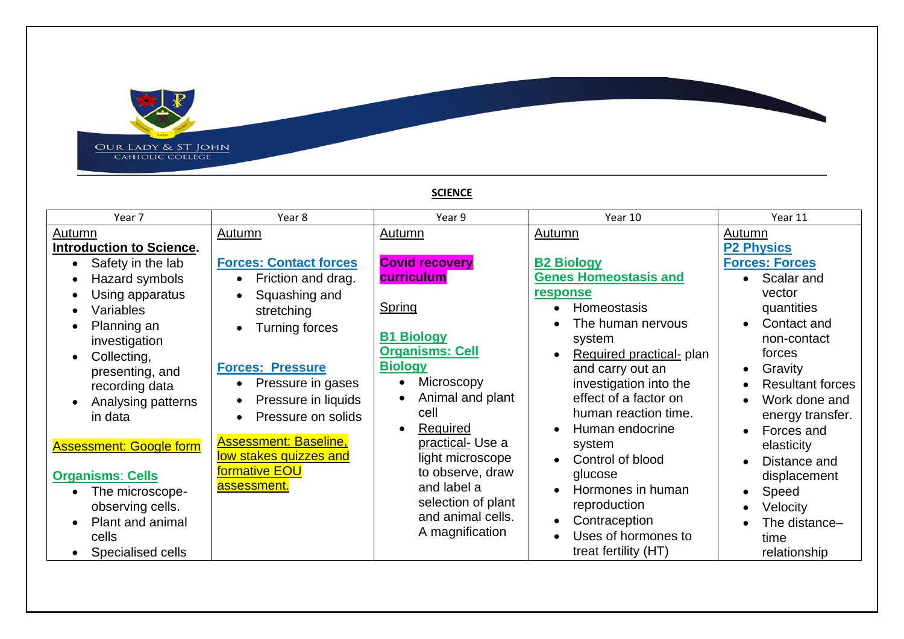OUR LADY & ST JOHN CATHOLIC COLLEGE

**SCIENCE**

| Year 7 | Year 8 | Year 9 | Year 10 | Year 11 |
|---|---|---|---|---|
| Autumn<br>**Introduction to Science.**<br>• Safety in the lab<br>• Hazard symbols<br>• Using apparatus<br>• Variables<br>• Planning an investigation<br>• Collecting, presenting, and recording data<br>• Analysing patterns in data<br><br>Assessment: Google form<br><br>**Organisms: Cells**<br>• The microscope- observing cells.<br>• Plant and animal cells<br>• Specialised cells | Autumn<br><br>**Forces: Contact forces**<br>• Friction and drag.<br>• Squashing and stretching<br>• Turning forces<br><br>**Forces: Pressure**<br>• Pressure in gases<br>• Pressure in liquids<br>• Pressure on solids<br><br>Assessment: Baseline, low stakes quizzes and formative EOU assessment. | Autumn<br><br>**Covid recovery curriculum**<br><br>Spring<br><br>**B1 Biology Organisms: Cell Biology**<br>• Microscopy<br>• Animal and plant cell<br>• Required practical- Use a light microscope to observe, draw and label a selection of plant and animal cells. A magnification | Autumn<br><br>**B2 Biology Genes Homeostasis and response**<br>• Homeostasis<br>• The human nervous system<br>• Required practical- plan and carry out an investigation into the effect of a factor on human reaction time.<br>• Human endocrine system<br>• Control of blood glucose<br>• Hormones in human reproduction<br>• Contraception<br>• Uses of hormones to treat fertility (HT) | Autumn<br>**P2 Physics Forces: Forces**<br>• Scalar and vector quantities<br>• Contact and non-contact forces<br>• Gravity<br>• Resultant forces<br>• Work done and energy transfer.<br>• Forces and elasticity<br>• Distance and displacement<br>• Speed<br>• Velocity<br>• The distance–time relationship |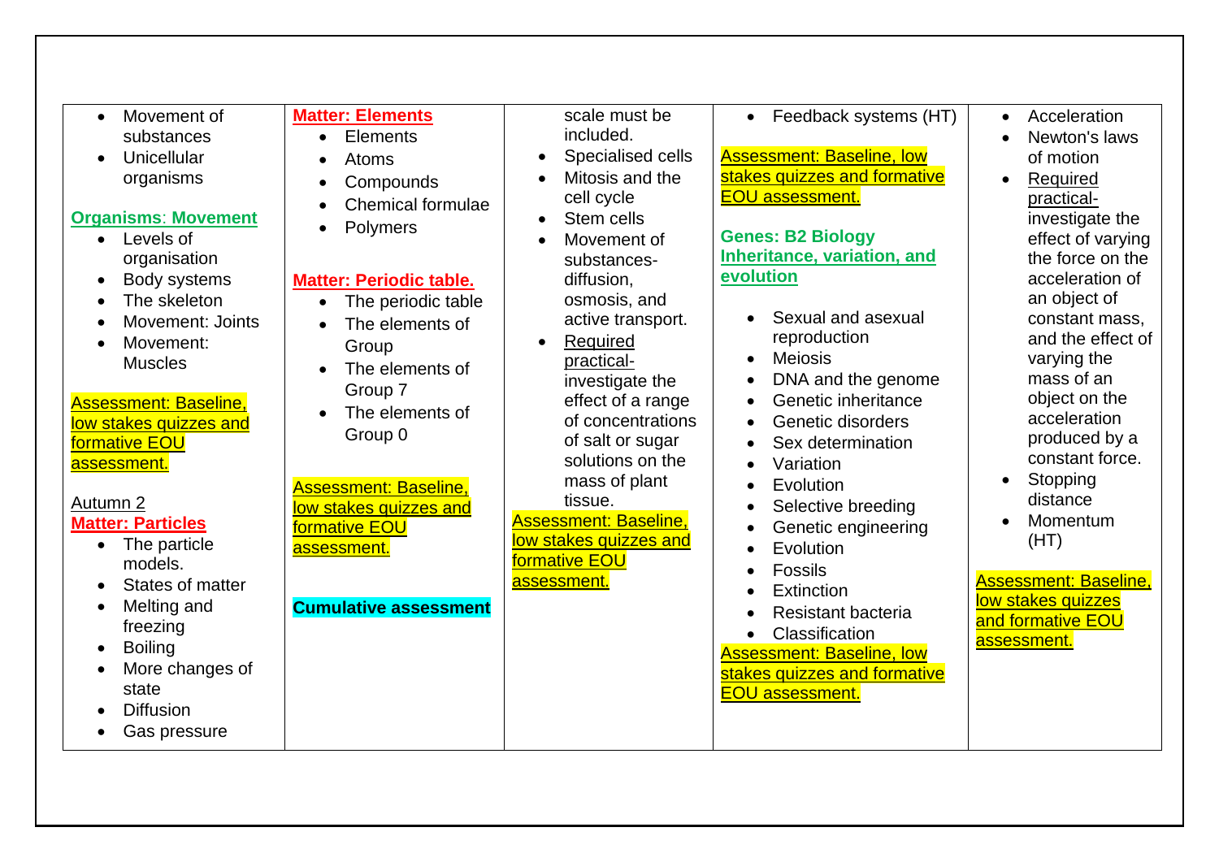| | | | | |
|---|---|---|---|---|
| • Movement of substances<br>• Unicellular organisms<br><br>**Organisms: Movement**<br>• Levels of organisation<br>• Body systems<br>• The skeleton<br>• Movement: Joints<br>• Movement: Muscles<br><br>Assessment: Baseline, low stakes quizzes and formative EOU assessment.<br><br>Autumn 2<br>**Matter: Particles**<br>• The particle models.<br>• States of matter<br>• Melting and freezing<br>• Boiling<br>• More changes of state<br>• Diffusion<br>• Gas pressure | **Matter: Elements**<br>• Elements<br>• Atoms<br>• Compounds<br>• Chemical formulae<br>• Polymers<br><br>**Matter: Periodic table.**<br>• The periodic table<br>• The elements of Group<br>• The elements of Group 7<br>• The elements of Group 0<br><br>Assessment: Baseline, low stakes quizzes and formative EOU assessment.<br><br>**Cumulative assessment** | scale must be included.<br>• Specialised cells<br>• Mitosis and the cell cycle<br>• Stem cells<br>• Movement of substances-diffusion, osmosis, and active transport.<br>• Required practical- investigate the effect of a range of concentrations of salt or sugar solutions on the mass of plant tissue.<br>Assessment: Baseline, low stakes quizzes and formative EOU assessment. | • Feedback systems (HT)<br><br>Assessment: Baseline, low stakes quizzes and formative EOU assessment.<br><br>**Genes: B2 Biology Inheritance, variation, and evolution**<br><br>• Sexual and asexual reproduction<br>• Meiosis<br>• DNA and the genome<br>• Genetic inheritance<br>• Genetic disorders<br>• Sex determination<br>• Variation<br>• Evolution<br>• Selective breeding<br>• Genetic engineering<br>• Evolution<br>• Fossils<br>• Extinction<br>• Resistant bacteria<br>• Classification<br>Assessment: Baseline, low stakes quizzes and formative EOU assessment. | • Acceleration<br>• Newton's laws of motion<br>• Required practical- investigate the effect of varying the force on the acceleration of an object of constant mass, and the effect of varying the mass of an object on the acceleration produced by a constant force.<br>• Stopping distance<br>• Momentum (HT)<br><br>Assessment: Baseline, low stakes quizzes and formative EOU assessment. |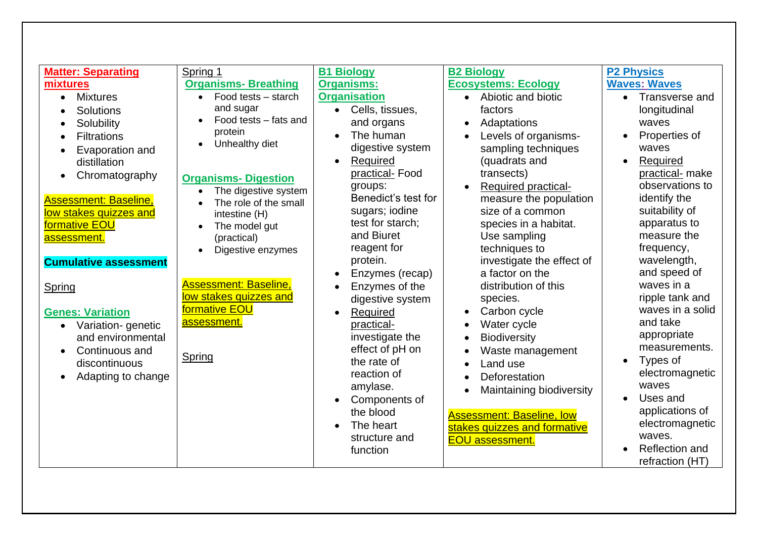| **Matter: Separating mixtures** | Spring 1 | **B1 Biology** | **B2 Biology** | **P2 Physics** |
|---|---|---|---|---|
| • Mixtures<br>• Solutions<br>• Solubility<br>• Filtrations<br>• Evaporation and distillation<br>• Chromatography<br><br>Assessment: Baseline, low stakes quizzes and formative EOU assessment.<br><br>**Cumulative assessment**<br><br>Spring<br><br>**Genes: Variation**<br>• Variation- genetic and environmental<br>• Continuous and discontinuous<br>• Adapting to change | **Organisms- Breathing**<br>• Food tests – starch and sugar<br>• Food tests – fats and protein<br>• Unhealthy diet<br><br>**Organisms- Digestion**<br>• The digestive system<br>• The role of the small intestine (H)<br>• The model gut (practical)<br>• Digestive enzymes<br><br>Assessment: Baseline, low stakes quizzes and formative EOU assessment.<br><br>Spring | **Organisms: Organisation**<br>• Cells, tissues, and organs<br>• The human digestive system<br>• Required practical- Food groups: Benedict's test for sugars; iodine test for starch; and Biuret reagent for protein.<br>• Enzymes (recap)<br>• Enzymes of the digestive system<br>• Required practical- investigate the effect of pH on the rate of reaction of amylase.<br>• Components of the blood<br>• The heart structure and function | **Ecosystems: Ecology**<br>• Abiotic and biotic factors<br>• Adaptations<br>• Levels of organisms- sampling techniques (quadrats and transects)<br>• Required practical- measure the population size of a common species in a habitat. Use sampling techniques to investigate the effect of a factor on the distribution of this species.<br>• Carbon cycle<br>• Water cycle<br>• Biodiversity<br>• Waste management<br>• Land use<br>• Deforestation<br>• Maintaining biodiversity<br><br>Assessment: Baseline, low stakes quizzes and formative EOU assessment. | **Waves: Waves**<br>• Transverse and longitudinal waves<br>• Properties of waves<br>• Required practical- make observations to identify the suitability of apparatus to measure the frequency, wavelength, and speed of waves in a ripple tank and waves in a solid and take appropriate measurements.<br>• Types of electromagnetic waves<br>• Uses and applications of electromagnetic waves.<br>• Reflection and refraction (HT) |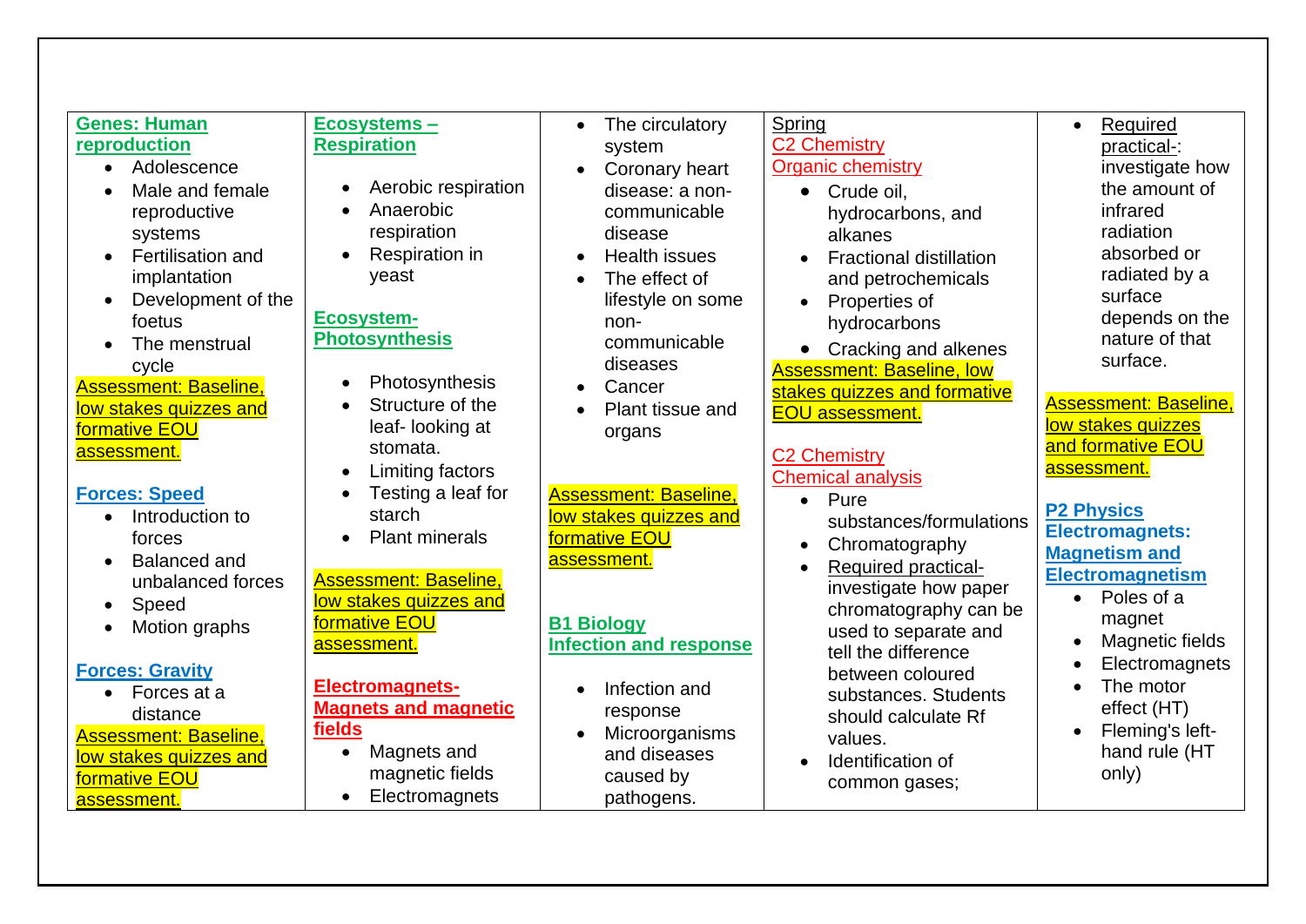| | | | | |
|---|---|---|---|---|
| **Genes: Human reproduction**<br>• Adolescence<br>• Male and female reproductive systems<br>• Fertilisation and implantation<br>• Development of the foetus<br>• The menstrual cycle<br>Assessment: Baseline, low stakes quizzes and formative EOU assessment.<br><br>**Forces: Speed**<br>• Introduction to forces<br>• Balanced and unbalanced forces<br>• Speed<br>• Motion graphs<br><br>**Forces: Gravity**<br>• Forces at a distance<br>Assessment: Baseline, low stakes quizzes and formative EOU assessment. | **Ecosystems – Respiration**<br>• Aerobic respiration<br>• Anaerobic respiration<br>• Respiration in yeast<br><br>**Ecosystem- Photosynthesis**<br>• Photosynthesis<br>• Structure of the leaf- looking at stomata.<br>• Limiting factors<br>• Testing a leaf for starch<br>• Plant minerals<br><br>Assessment: Baseline, low stakes quizzes and formative EOU assessment.<br><br>**Electromagnets- Magnets and magnetic fields**<br>• Magnets and magnetic fields<br>• Electromagnets | • The circulatory system<br>• Coronary heart disease: a non-communicable disease<br>• Health issues<br>• The effect of lifestyle on some non-communicable diseases<br>• Cancer<br>• Plant tissue and organs<br><br>Assessment: Baseline, low stakes quizzes and formative EOU assessment.<br><br>**B1 Biology Infection and response**<br>• Infection and response<br>• Microorganisms and diseases caused by pathogens. | Spring<br>C2 Chemistry<br>Organic chemistry<br>• Crude oil, hydrocarbons, and alkanes<br>• Fractional distillation and petrochemicals<br>• Properties of hydrocarbons<br>• Cracking and alkenes<br>Assessment: Baseline, low stakes quizzes and formative EOU assessment.<br><br>C2 Chemistry<br>Chemical analysis<br>• Pure substances/formulations<br>• Chromatography<br>• Required practical- investigate how paper chromatography can be used to separate and tell the difference between coloured substances. Students should calculate Rf values.<br>• Identification of common gases; | • Required practical-: investigate how the amount of infrared radiation absorbed or radiated by a surface depends on the nature of that surface.<br><br>Assessment: Baseline, low stakes quizzes and formative EOU assessment.<br><br>**P2 Physics Electromagnets: Magnetism and Electromagnetism**<br>• Poles of a magnet<br>• Magnetic fields<br>• Electromagnets<br>• The motor effect (HT)<br>• Fleming's left-hand rule (HT only) |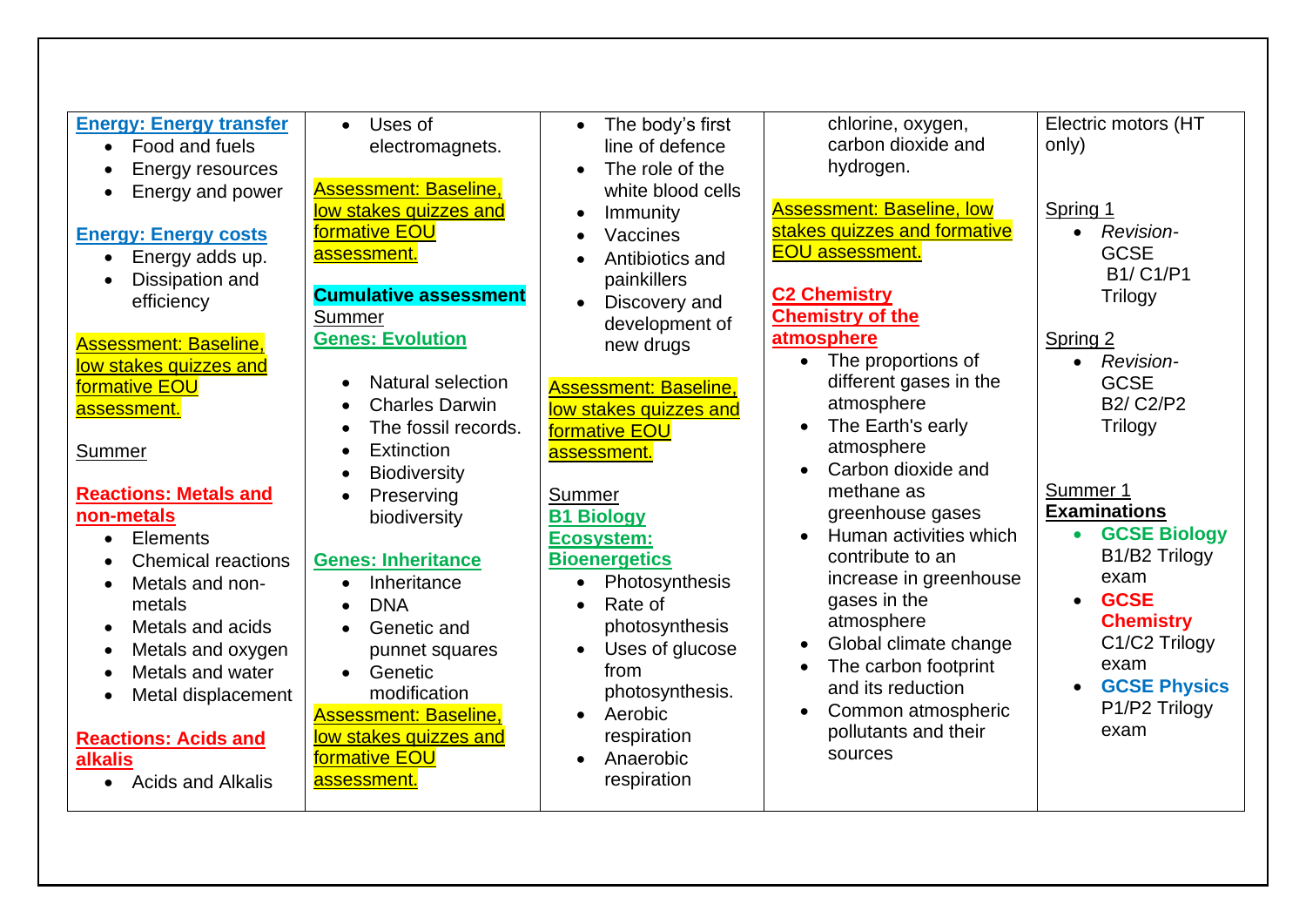| | | | | |
|---|---|---|---|---|
| **Energy: Energy transfer**<br>• Food and fuels<br>• Energy resources<br>• Energy and power<br><br>**Energy: Energy costs**<br>• Energy adds up.<br>• Dissipation and efficiency<br><br>Assessment: Baseline, low stakes quizzes and formative EOU assessment.<br><br>Summer<br><br>**Reactions: Metals and non-metals**<br>• Elements<br>• Chemical reactions<br>• Metals and non-metals<br>• Metals and acids<br>• Metals and oxygen<br>• Metals and water<br>• Metal displacement<br><br>**Reactions: Acids and alkalis**<br>• Acids and Alkalis | • Uses of electromagnets.<br><br>Assessment: Baseline, low stakes quizzes and formative EOU assessment.<br><br>**Cumulative assessment**<br>Summer<br>**Genes: Evolution**<br><br>• Natural selection<br>• Charles Darwin<br>• The fossil records.<br>• Extinction<br>• Biodiversity<br>• Preserving biodiversity<br><br>**Genes: Inheritance**<br>• Inheritance<br>• DNA<br>• Genetic and punnet squares<br>• Genetic modification<br>Assessment: Baseline, low stakes quizzes and formative EOU assessment. | • The body's first line of defence<br>• The role of the white blood cells<br>• Immunity<br>• Vaccines<br>• Antibiotics and painkillers<br>• Discovery and development of new drugs<br><br>Assessment: Baseline, low stakes quizzes and formative EOU assessment.<br><br>Summer<br>**B1 Biology Ecosystem: Bioenergetics**<br>• Photosynthesis<br>• Rate of photosynthesis<br>• Uses of glucose from photosynthesis.<br>• Aerobic respiration<br>• Anaerobic respiration | chlorine, oxygen, carbon dioxide and hydrogen.<br><br>Assessment: Baseline, low stakes quizzes and formative EOU assessment.<br><br>**C2 Chemistry Chemistry of the atmosphere**<br>• The proportions of different gases in the atmosphere<br>• The Earth's early atmosphere<br>• Carbon dioxide and methane as greenhouse gases<br>• Human activities which contribute to an increase in greenhouse gases in the atmosphere<br>• Global climate change<br>• The carbon footprint and its reduction<br>• Common atmospheric pollutants and their sources | Electric motors (HT only)<br><br>Spring 1<br>• *Revision-* GCSE B1/ C1/P1 Trilogy<br><br>Spring 2<br>• *Revision-* GCSE B2/ C2/P2 Trilogy<br><br>Summer 1<br>**Examinations**<br>• **GCSE Biology** B1/B2 Trilogy exam<br>• **GCSE Chemistry** C1/C2 Trilogy exam<br>• **GCSE Physics** P1/P2 Trilogy exam |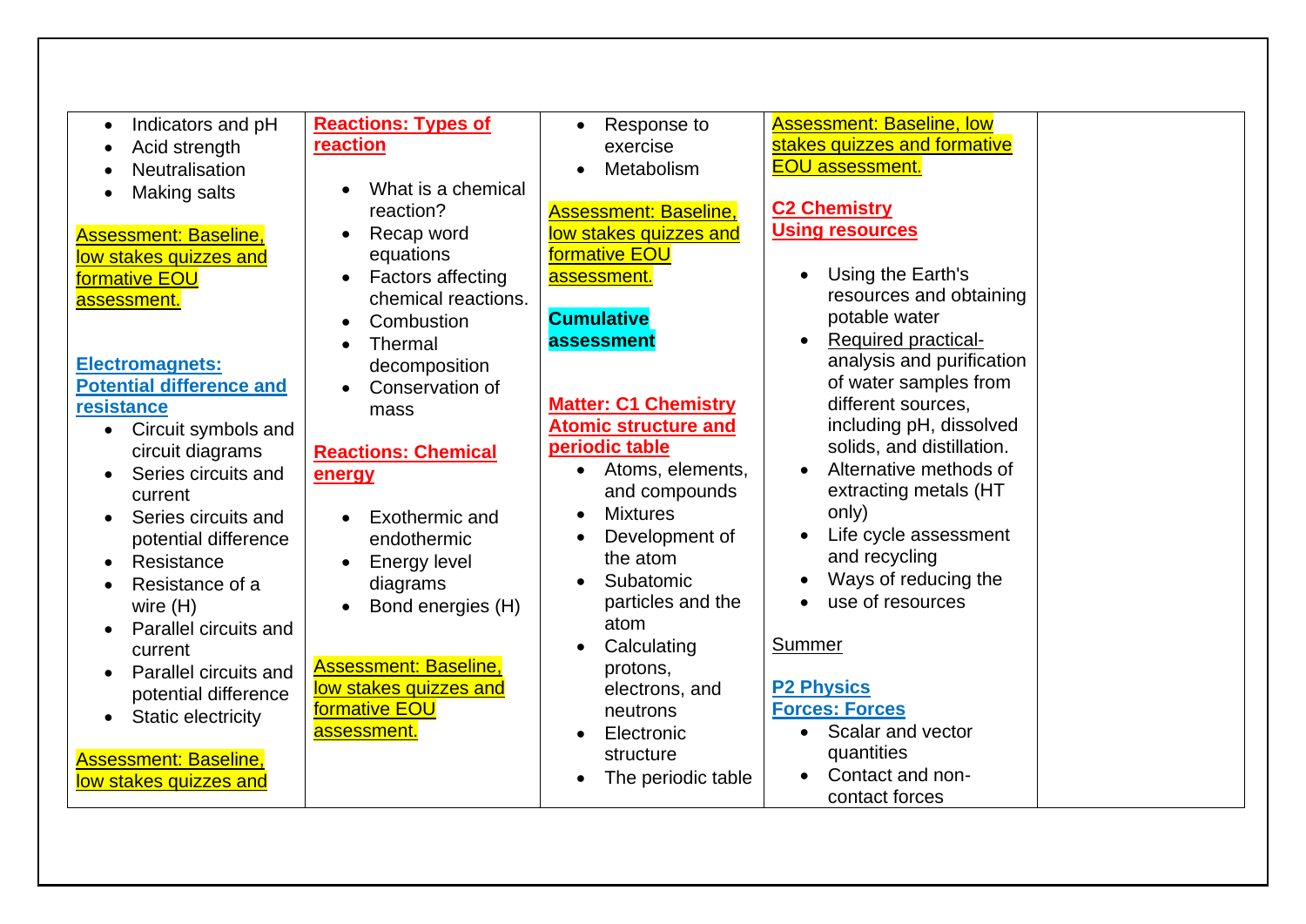| | | | | |
|---|---|---|---|---|
| • Indicators and pH<br>• Acid strength<br>• Neutralisation<br>• Making salts<br><br>Assessment: Baseline, low stakes quizzes and formative EOU assessment.<br><br>**Electromagnets: Potential difference and resistance**<br>• Circuit symbols and circuit diagrams<br>• Series circuits and current<br>• Series circuits and potential difference<br>• Resistance<br>• Resistance of a wire (H)<br>• Parallel circuits and current<br>• Parallel circuits and potential difference<br>• Static electricity<br><br>Assessment: Baseline, low stakes quizzes and | **Reactions: Types of reaction**<br><br>• What is a chemical reaction?<br>• Recap word equations<br>• Factors affecting chemical reactions.<br>• Combustion<br>• Thermal decomposition<br>• Conservation of mass<br><br>**Reactions: Chemical energy**<br><br>• Exothermic and endothermic<br>• Energy level diagrams<br>• Bond energies (H)<br><br>Assessment: Baseline, low stakes quizzes and formative EOU assessment. | • Response to exercise<br>• Metabolism<br><br>Assessment: Baseline, low stakes quizzes and formative EOU assessment.<br><br>**Cumulative assessment**<br><br>**Matter: C1 Chemistry Atomic structure and periodic table**<br>• Atoms, elements, and compounds<br>• Mixtures<br>• Development of the atom<br>• Subatomic particles and the atom<br>• Calculating protons, electrons, and neutrons<br>• Electronic structure<br>• The periodic table | Assessment: Baseline, low stakes quizzes and formative EOU assessment.<br><br>**C2 Chemistry Using resources**<br><br>• Using the Earth's resources and obtaining potable water<br>• Required practical- analysis and purification of water samples from different sources, including pH, dissolved solids, and distillation.<br>• Alternative methods of extracting metals (HT only)<br>• Life cycle assessment and recycling<br>• Ways of reducing the<br>• use of resources<br><br>Summer<br><br>**P2 Physics Forces: Forces**<br>• Scalar and vector quantities<br>• Contact and non-contact forces | |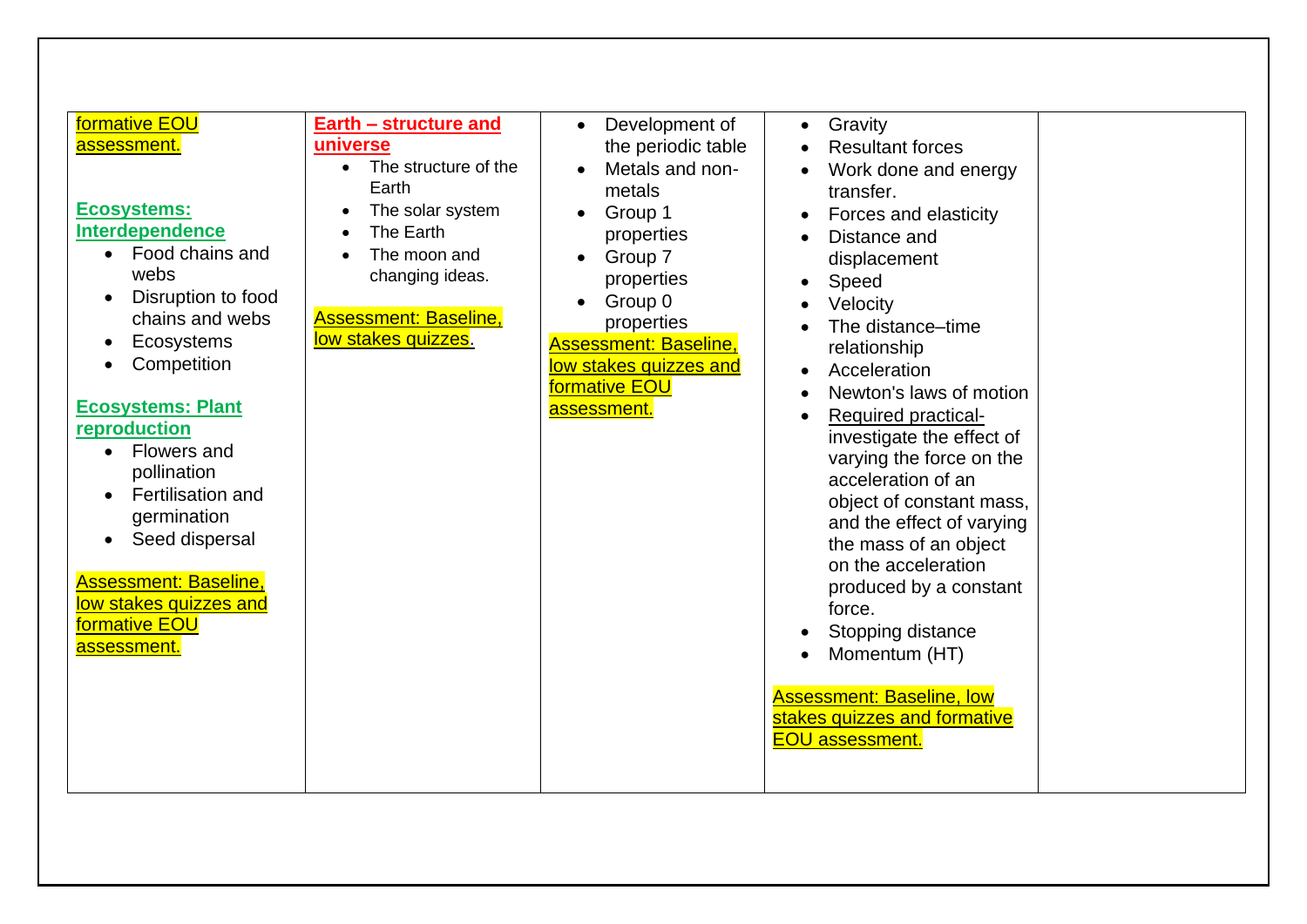| | | | | |
|---|---|---|---|---|
| formative EOU assessment.<br><br>**Ecosystems: Interdependence**<br>• Food chains and webs<br>• Disruption to food chains and webs<br>• Ecosystems<br>• Competition<br><br>**Ecosystems: Plant reproduction**<br>• Flowers and pollination<br>• Fertilisation and germination<br>• Seed dispersal<br><br>Assessment: Baseline, low stakes quizzes and formative EOU assessment. | **Earth – structure and universe**<br>• The structure of the Earth<br>• The solar system<br>• The Earth<br>• The moon and changing ideas.<br><br>Assessment: Baseline, low stakes quizzes. | • Development of the periodic table<br>• Metals and non-metals<br>• Group 1 properties<br>• Group 7 properties<br>• Group 0 properties<br>Assessment: Baseline, low stakes quizzes and formative EOU assessment. | • Gravity<br>• Resultant forces<br>• Work done and energy transfer.<br>• Forces and elasticity<br>• Distance and displacement<br>• Speed<br>• Velocity<br>• The distance–time relationship<br>• Acceleration<br>• Newton's laws of motion<br>• Required practical- investigate the effect of varying the force on the acceleration of an object of constant mass, and the effect of varying the mass of an object on the acceleration produced by a constant force.<br>• Stopping distance<br>• Momentum (HT)<br><br>Assessment: Baseline, low stakes quizzes and formative EOU assessment. | |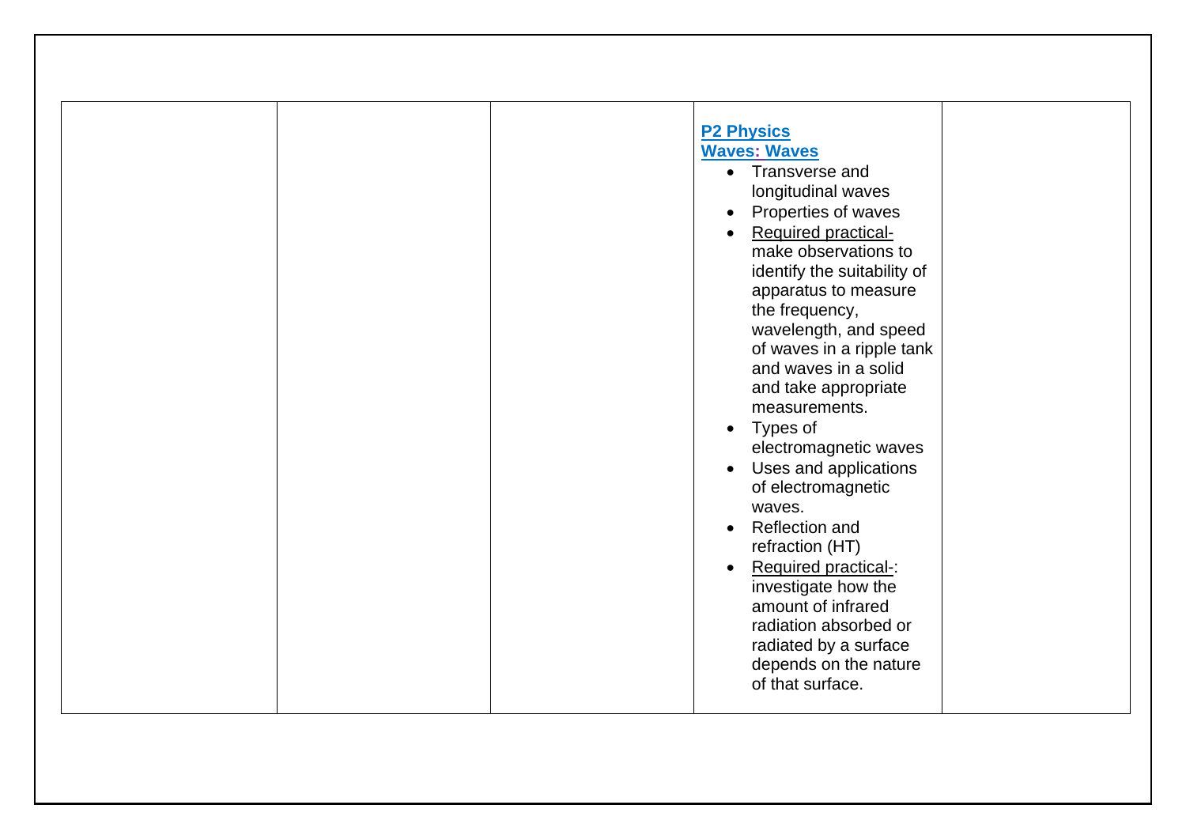|  |  |  | **P2 Physics**<br>**Waves: Waves**<br>• Transverse and longitudinal waves<br>• Properties of waves<br>• Required practical- make observations to identify the suitability of apparatus to measure the frequency, wavelength, and speed of waves in a ripple tank and waves in a solid and take appropriate measurements.<br>• Types of electromagnetic waves<br>• Uses and applications of electromagnetic waves.<br>• Reflection and refraction (HT)<br>• Required practical-: investigate how the amount of infrared radiation absorbed or radiated by a surface depends on the nature of that surface. |  |
|---|---|---|---|---|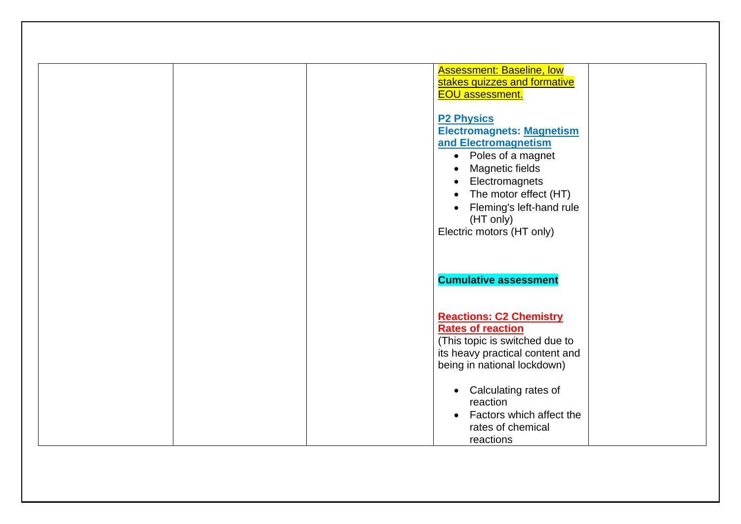| | | | | |
|---|---|---|---|---|
| | | | Assessment: Baseline, low stakes quizzes and formative EOU assessment.<br><br>**P2 Physics Electromagnets: Magnetism and Electromagnetism**<br>• Poles of a magnet<br>• Magnetic fields<br>• Electromagnets<br>• The motor effect (HT)<br>• Fleming's left-hand rule (HT only)<br>Electric motors (HT only)<br><br>**Cumulative assessment**<br><br>**Reactions: C2 Chemistry Rates of reaction**<br>(This topic is switched due to its heavy practical content and being in national lockdown)<br><br>• Calculating rates of reaction<br>• Factors which affect the rates of chemical reactions | |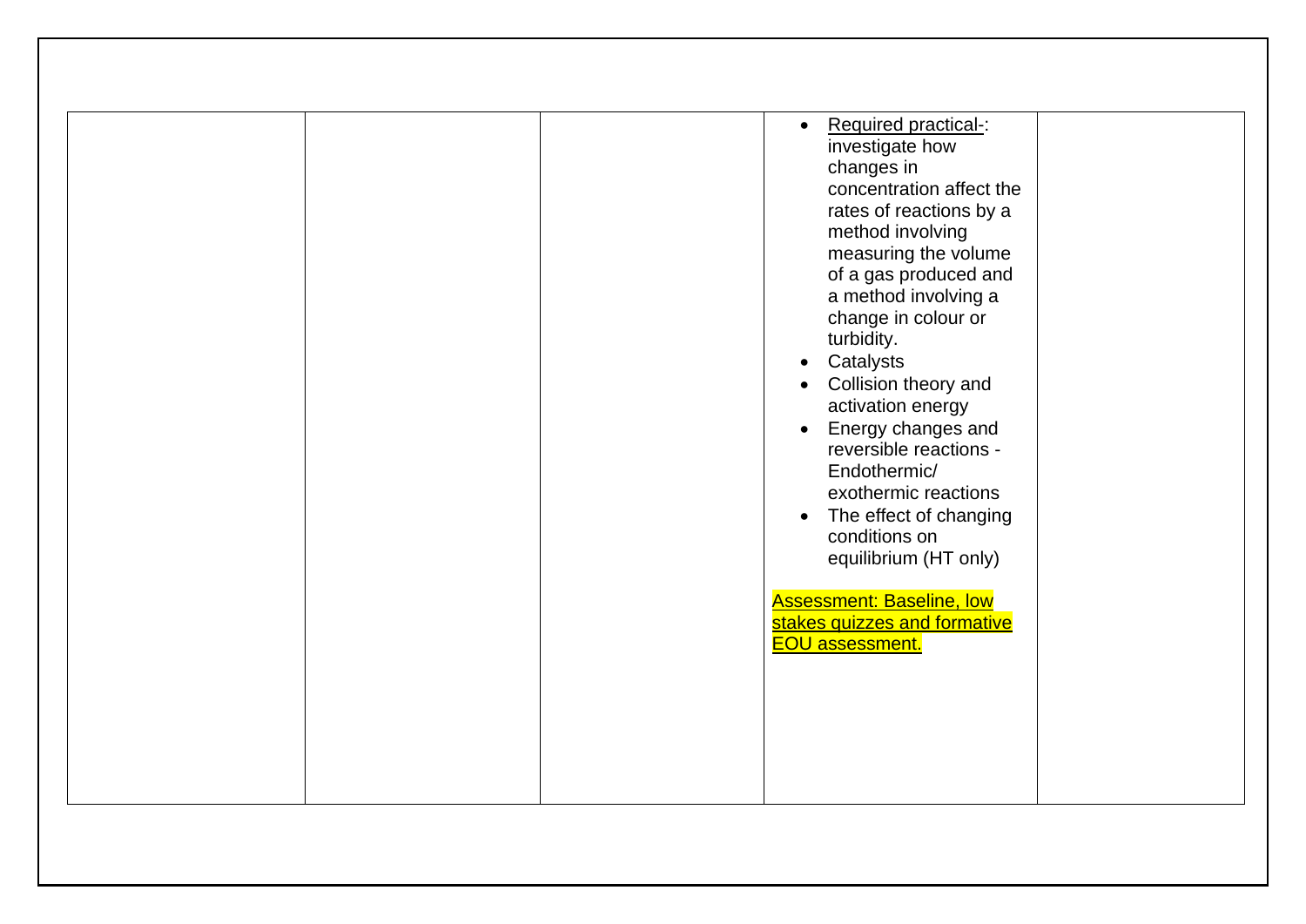| | | | | |
|---|---|---|---|---|
| | | | • Required practical-: investigate how changes in concentration affect the rates of reactions by a method involving measuring the volume of a gas produced and a method involving a change in colour or turbidity.<br>• Catalysts<br>• Collision theory and activation energy<br>• Energy changes and reversible reactions - Endothermic/ exothermic reactions<br>• The effect of changing conditions on equilibrium (HT only)<br><br>Assessment: Baseline, low stakes quizzes and formative EOU assessment. | |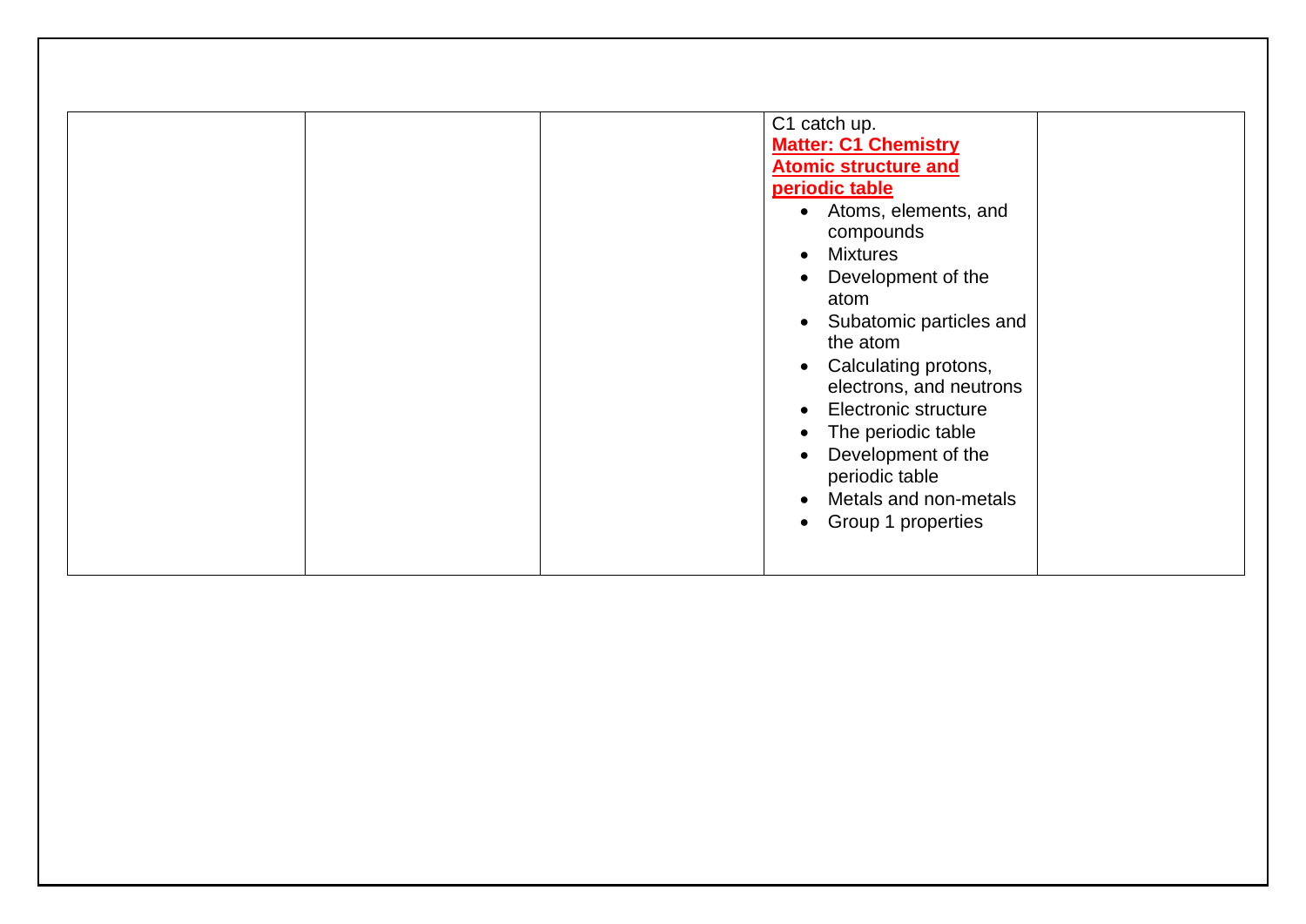| | | | | |
|---|---|---|---|---|
| | | | C1 catch up.<br>**Matter: C1 Chemistry Atomic structure and periodic table**<br>• Atoms, elements, and compounds<br>• Mixtures<br>• Development of the atom<br>• Subatomic particles and the atom<br>• Calculating protons, electrons, and neutrons<br>• Electronic structure<br>• The periodic table<br>• Development of the periodic table<br>• Metals and non-metals<br>• Group 1 properties | |